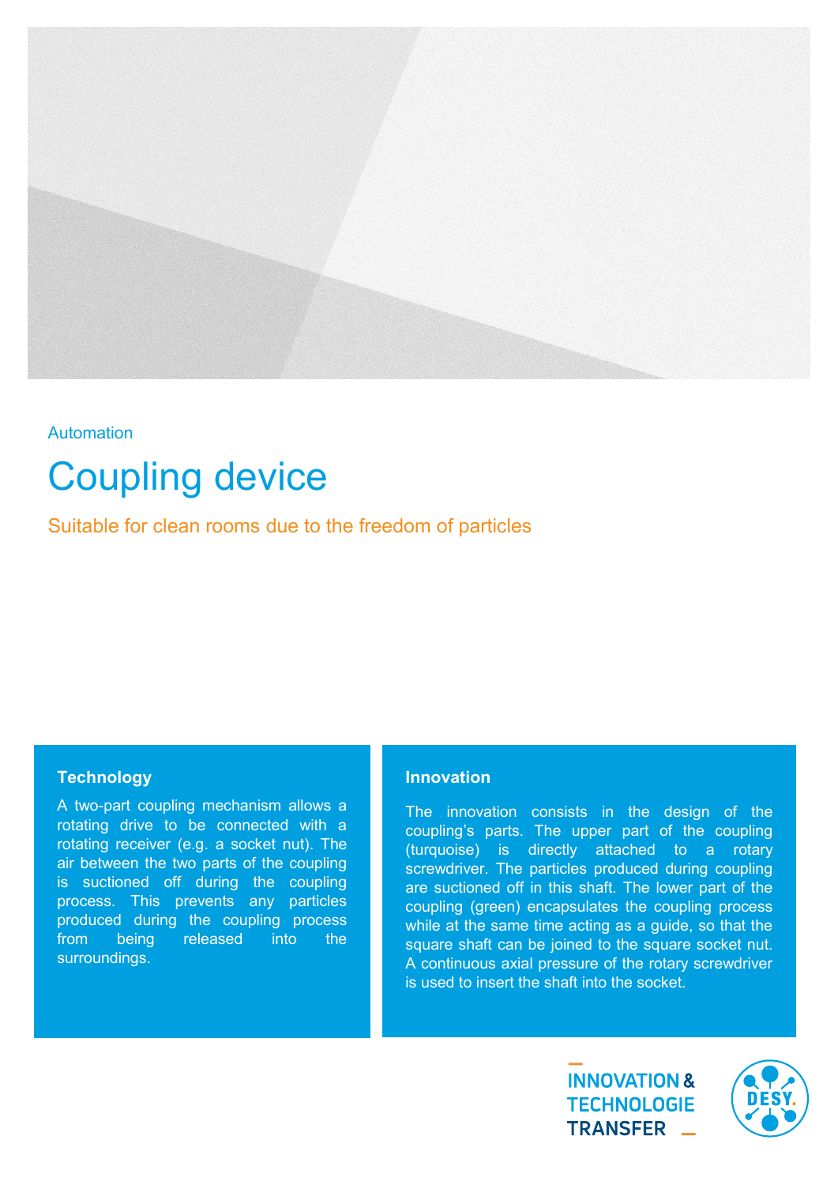Automation

# Coupling device

Suitable for clean rooms due to the freedom of particles

### Technology

A two-part coupling mechanism allows a rotating drive to be connected with a rotating receiver (e.g. a socket nut). The air between the two parts of the coupling is suctioned off during the coupling process. This prevents any particles produced during the coupling process from being released into the surroundings.

### Innovation

The innovation consists in the design of the coupling's parts. The upper part of the coupling (turquoise) is directly attached to a rotary screwdriver. The particles produced during coupling are suctioned off in this shaft. The lower part of the coupling (green) encapsulates the coupling process while at the same time acting as a guide, so that the square shaft can be joined to the square socket nut. A continuous axial pressure of the rotary screwdriver is used to insert the shaft into the socket.

INNOVATION & TECHNOLOGIE TRANSFER

DESY.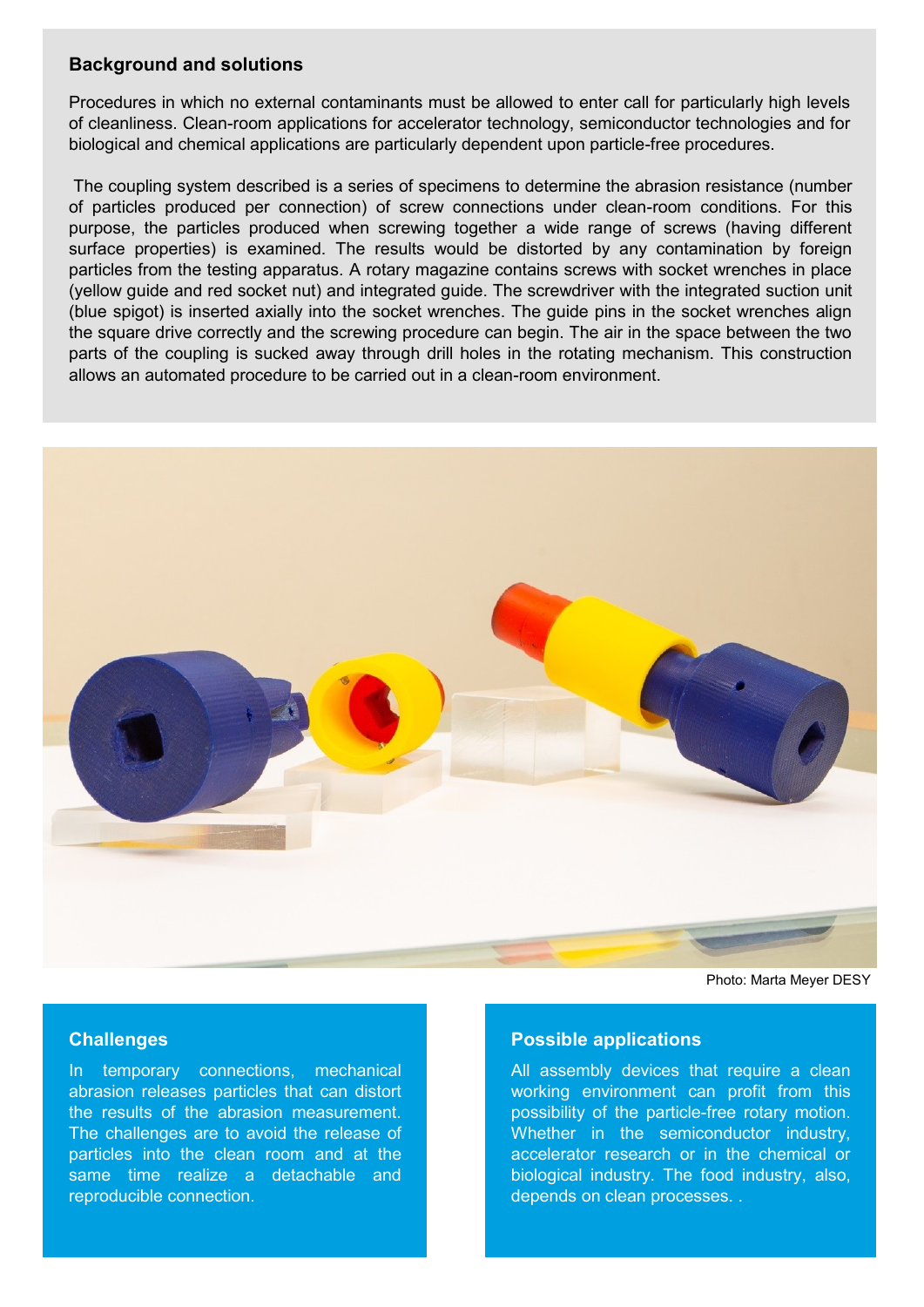## Background and solutions

Procedures in which no external contaminants must be allowed to enter call for particularly high levels of cleanliness. Clean-room applications for accelerator technology, semiconductor technologies and for biological and chemical applications are particularly dependent upon particle-free procedures.

The coupling system described is a series of specimens to determine the abrasion resistance (number of particles produced per connection) of screw connections under clean-room conditions. For this purpose, the particles produced when screwing together a wide range of screws (having different surface properties) is examined. The results would be distorted by any contamination by foreign particles from the testing apparatus. A rotary magazine contains screws with socket wrenches in place (yellow guide and red socket nut) and integrated guide. The screwdriver with the integrated suction unit (blue spigot) is inserted axially into the socket wrenches. The guide pins in the socket wrenches align the square drive correctly and the screwing procedure can begin. The air in the space between the two parts of the coupling is sucked away through drill holes in the rotating mechanism. This construction allows an automated procedure to be carried out in a clean-room environment.

Photo: Marta Meyer DESY

## Challenges

In temporary connections, mechanical abrasion releases particles that can distort the results of the abrasion measurement. The challenges are to avoid the release of particles into the clean room and at the same time realize a detachable and reproducible connection.

## Possible applications

All assembly devices that require a clean working environment can profit from this possibility of the particle-free rotary motion. Whether in the semiconductor industry, accelerator research or in the chemical or biological industry. The food industry, also, depends on clean processes. .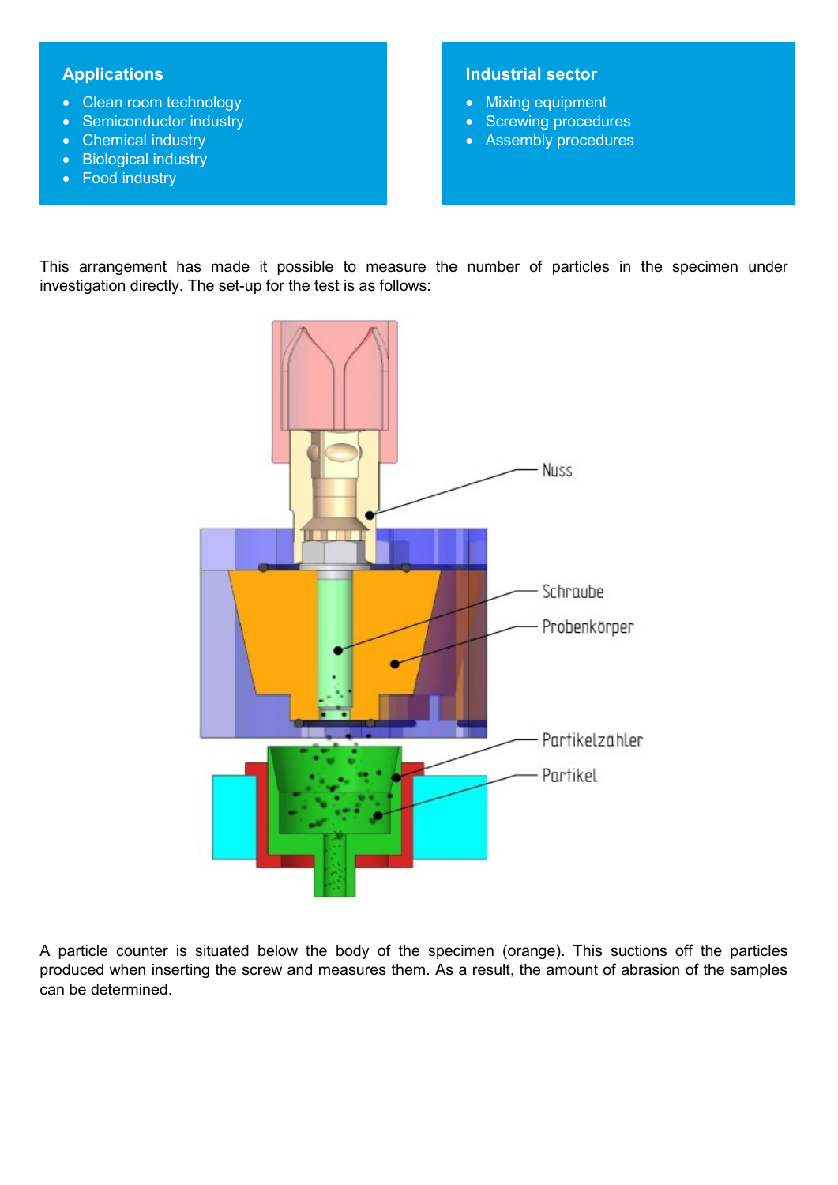**Applications**

- Clean room technology
- Semiconductor industry
- Chemical industry
- Biological industry
- Food industry

**Industrial sector**

- Mixing equipment
- Screwing procedures
- Assembly procedures

This arrangement has made it possible to measure the number of particles in the specimen under investigation directly. The set-up for the test is as follows:

A particle counter is situated below the body of the specimen (orange). This suctions off the particles produced when inserting the screw and measures them. As a result, the amount of abrasion of the samples can be determined.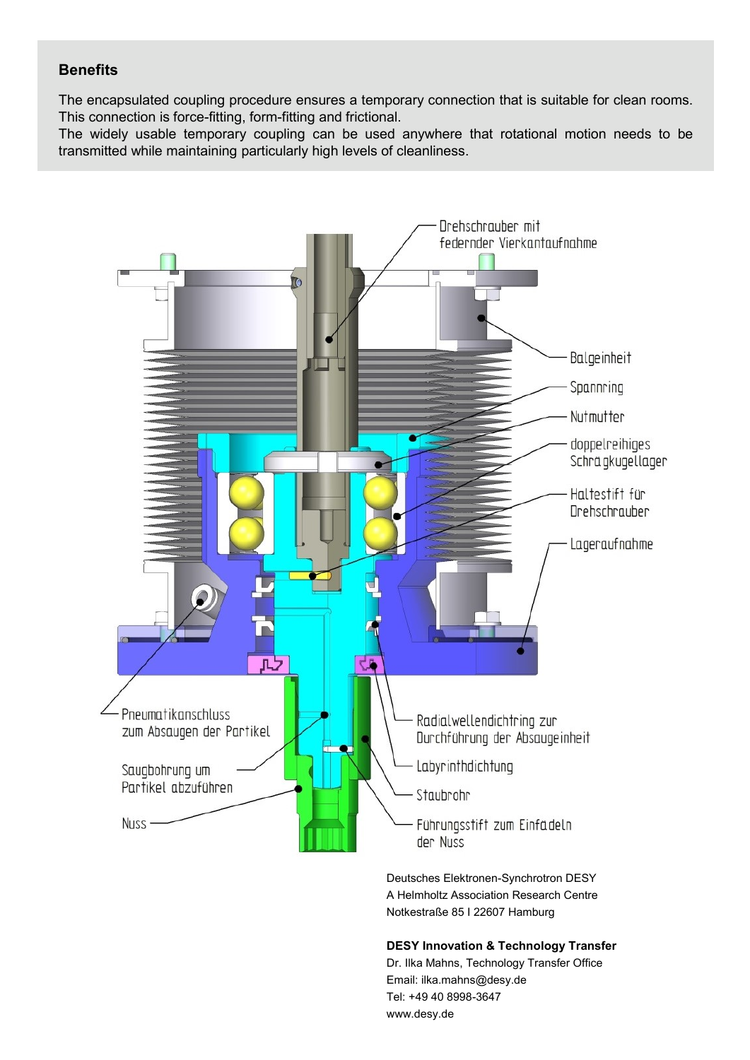## Benefits

The encapsulated coupling procedure ensures a temporary connection that is suitable for clean rooms. This connection is force-fitting, form-fitting and frictional.
The widely usable temporary coupling can be used anywhere that rotational motion needs to be transmitted while maintaining particularly high levels of cleanliness.

Drehschrauber mit federnder Vierkantaufnahme

Balgeinheit

Spannring

Nutmutter

doppelreihiges Schrägkugellager

Haltestift für Drehschrauber

Lageraufnahme

Pneumatikanschluss zum Absaugen der Partikel

Saugbohrung um Partikel abzuführen

Nuss

Radialwellendichtring zur Durchführung der Absaugeinheit

Labyrinthdichtung

Staubrohr

Führungsstift zum Einfädeln der Nuss

Deutsches Elektronen-Synchrotron DESY
A Helmholtz Association Research Centre
Notkestraße 85 I 22607 Hamburg

**DESY Innovation & Technology Transfer**
Dr. Ilka Mahns, Technology Transfer Office
Email: ilka.mahns@desy.de
Tel: +49 40 8998-3647
www.desy.de